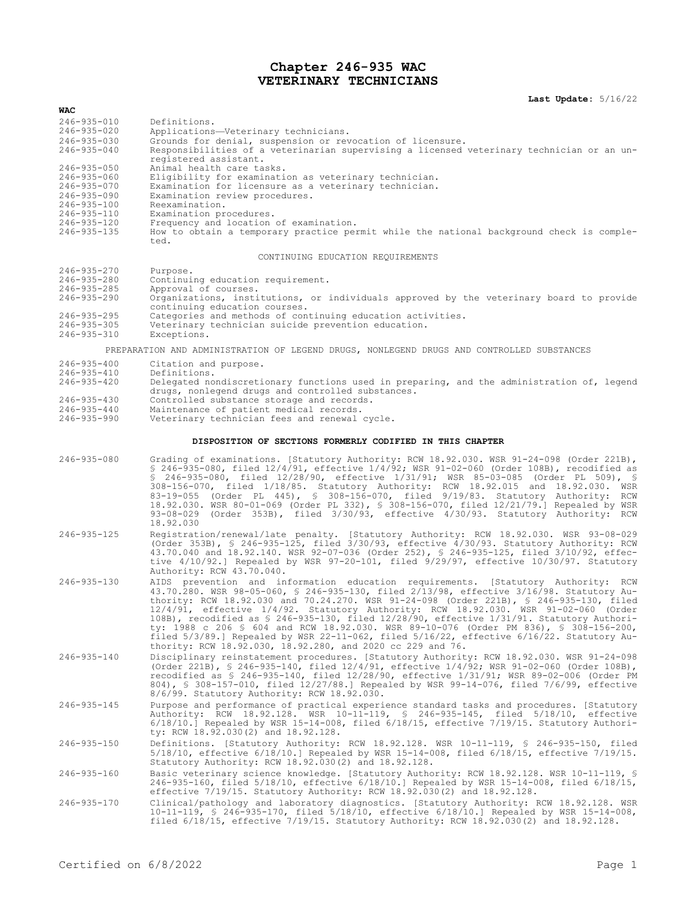# Chapter 246-935 WAC
# VETERINARY TECHNICIANS

**Last Update:** 5/16/22

**WAC**

| | |
|---|---|
| 246-935-010 | Definitions. |
| 246-935-020 | Applications—Veterinary technicians. |
| 246-935-030 | Grounds for denial, suspension or revocation of licensure. |
| 246-935-040 | Responsibilities of a veterinarian supervising a licensed veterinary technician or an unregistered assistant. |
| 246-935-050 | Animal health care tasks. |
| 246-935-060 | Eligibility for examination as veterinary technician. |
| 246-935-070 | Examination for licensure as a veterinary technician. |
| 246-935-090 | Examination review procedures. |
| 246-935-100 | Reexamination. |
| 246-935-110 | Examination procedures. |
| 246-935-120 | Frequency and location of examination. |
| 246-935-135 | How to obtain a temporary practice permit while the national background check is completed. |

CONTINUING EDUCATION REQUIREMENTS

| | |
|---|---|
| 246-935-270 | Purpose. |
| 246-935-280 | Continuing education requirement. |
| 246-935-285 | Approval of courses. |
| 246-935-290 | Organizations, institutions, or individuals approved by the veterinary board to provide continuing education courses. |
| 246-935-295 | Categories and methods of continuing education activities. |
| 246-935-305 | Veterinary technician suicide prevention education. |
| 246-935-310 | Exceptions. |

PREPARATION AND ADMINISTRATION OF LEGEND DRUGS, NONLEGEND DRUGS AND CONTROLLED SUBSTANCES

| | |
|---|---|
| 246-935-400 | Citation and purpose. |
| 246-935-410 | Definitions. |
| 246-935-420 | Delegated nondiscretionary functions used in preparing, and the administration of, legend drugs, nonlegend drugs and controlled substances. |
| 246-935-430 | Controlled substance storage and records. |
| 246-935-440 | Maintenance of patient medical records. |
| 246-935-990 | Veterinary technician fees and renewal cycle. |

**DISPOSITION OF SECTIONS FORMERLY CODIFIED IN THIS CHAPTER**

| | |
|---|---|
| 246-935-080 | Grading of examinations. [Statutory Authority: RCW 18.92.030. WSR 91-24-098 (Order 221B), § 246-935-080, filed 12/4/91, effective 1/4/92; WSR 91-02-060 (Order 108B), recodified as § 246-935-080, filed 12/28/90, effective 1/31/91; WSR 85-03-085 (Order PL 509), § 308-156-070, filed 1/18/85. Statutory Authority: RCW 18.92.015 and 18.92.030. WSR 83-19-055 (Order PL 445), § 308-156-070, filed 9/19/83. Statutory Authority: RCW 18.92.030. WSR 80-01-069 (Order PL 332), § 308-156-070, filed 12/21/79.] Repealed by WSR 93-08-029 (Order 353B), filed 3/30/93, effective 4/30/93. Statutory Authority: RCW 18.92.030 |
| 246-935-125 | Registration/renewal/late penalty. [Statutory Authority: RCW 18.92.030. WSR 93-08-029 (Order 353B), § 246-935-125, filed 3/30/93, effective 4/30/93. Statutory Authority: RCW 43.70.040 and 18.92.140. WSR 92-07-036 (Order 252), § 246-935-125, filed 3/10/92, effective 4/10/92.] Repealed by WSR 97-20-101, filed 9/29/97, effective 10/30/97. Statutory Authority: RCW 43.70.040. |
| 246-935-130 | AIDS prevention and information education requirements. [Statutory Authority: RCW 43.70.280. WSR 98-05-060, § 246-935-130, filed 2/13/98, effective 3/16/98. Statutory Authority: RCW 18.92.030 and 70.24.270. WSR 91-24-098 (Order 221B), § 246-935-130, filed 12/4/91, effective 1/4/92. Statutory Authority: RCW 18.92.030. WSR 91-02-060 (Order 108B), recodified as § 246-935-130, filed 12/28/90, effective 1/31/91. Statutory Authority: 1988 c 206 § 604 and RCW 18.92.030. WSR 89-10-076 (Order PM 836), § 308-156-200, filed 5/3/89.] Repealed by WSR 22-11-062, filed 5/16/22, effective 6/16/22. Statutory Authority: RCW 18.92.030, 18.92.280, and 2020 cc 229 and 76. |
| 246-935-140 | Disciplinary reinstatement procedures. [Statutory Authority: RCW 18.92.030. WSR 91-24-098 (Order 221B), § 246-935-140, filed 12/4/91, effective 1/4/92; WSR 91-02-060 (Order 108B), recodified as § 246-935-140, filed 12/28/90, effective 1/31/91; WSR 89-02-006 (Order PM 804), § 308-157-010, filed 12/27/88.] Repealed by WSR 99-14-076, filed 7/6/99, effective 8/6/99. Statutory Authority: RCW 18.92.030. |
| 246-935-145 | Purpose and performance of practical experience standard tasks and procedures. [Statutory Authority: RCW 18.92.128. WSR 10-11-119, § 246-935-145, filed 5/18/10, effective 6/18/10.] Repealed by WSR 15-14-008, filed 6/18/15, effective 7/19/15. Statutory Authority: RCW 18.92.030(2) and 18.92.128. |
| 246-935-150 | Definitions. [Statutory Authority: RCW 18.92.128. WSR 10-11-119, § 246-935-150, filed 5/18/10, effective 6/18/10.] Repealed by WSR 15-14-008, filed 6/18/15, effective 7/19/15. Statutory Authority: RCW 18.92.030(2) and 18.92.128. |
| 246-935-160 | Basic veterinary science knowledge. [Statutory Authority: RCW 18.92.128. WSR 10-11-119, § 246-935-160, filed 5/18/10, effective 6/18/10.] Repealed by WSR 15-14-008, filed 6/18/15, effective 7/19/15. Statutory Authority: RCW 18.92.030(2) and 18.92.128. |
| 246-935-170 | Clinical/pathology and laboratory diagnostics. [Statutory Authority: RCW 18.92.128. WSR 10-11-119, § 246-935-170, filed 5/18/10, effective 6/18/10.] Repealed by WSR 15-14-008, filed 6/18/15, effective 7/19/15. Statutory Authority: RCW 18.92.030(2) and 18.92.128. |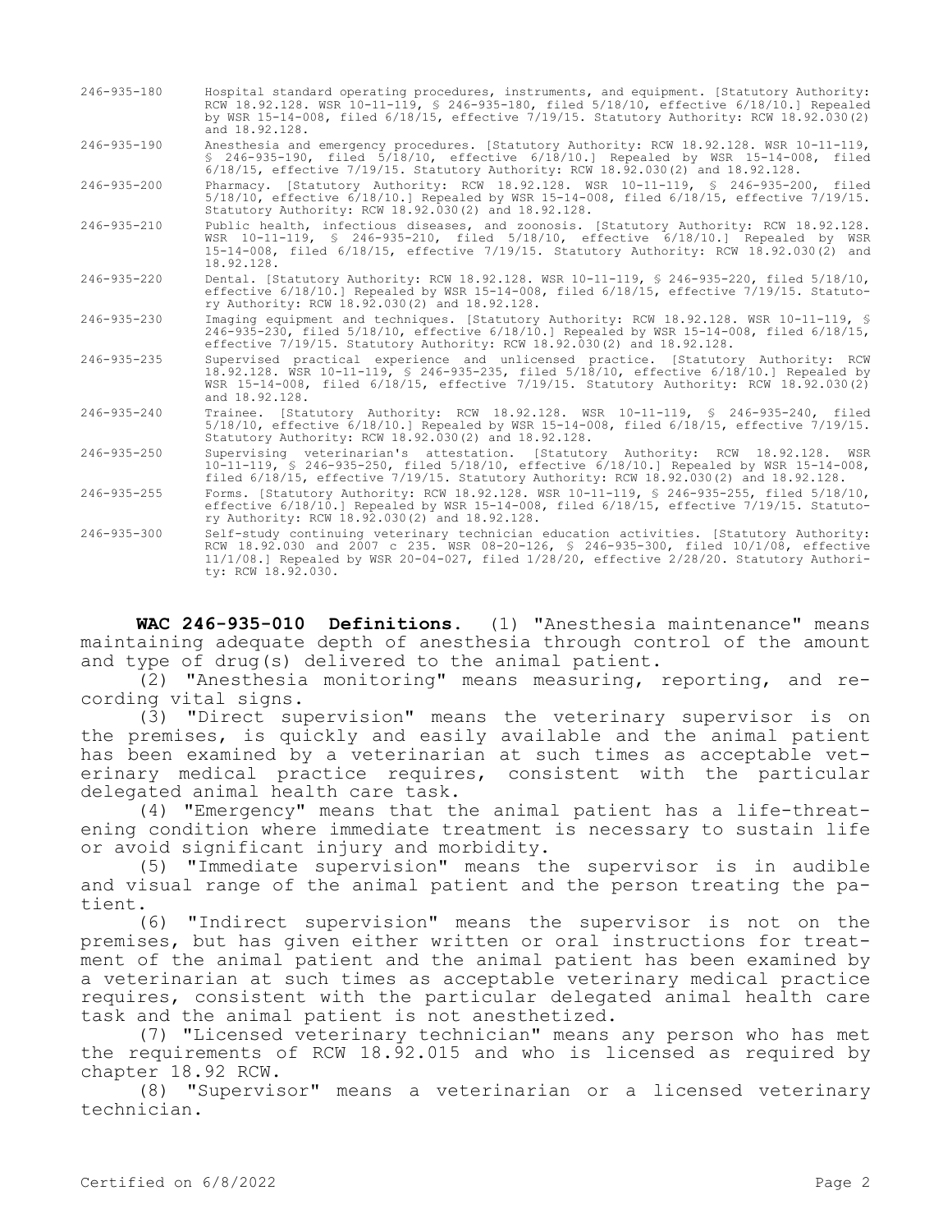| | |
|---|---|
| 246-935-180 | Hospital standard operating procedures, instruments, and equipment. [Statutory Authority: RCW 18.92.128. WSR 10-11-119, § 246-935-180, filed 5/18/10, effective 6/18/10.] Repealed by WSR 15-14-008, filed 6/18/15, effective 7/19/15. Statutory Authority: RCW 18.92.030(2) and 18.92.128. |
| 246-935-190 | Anesthesia and emergency procedures. [Statutory Authority: RCW 18.92.128. WSR 10-11-119, § 246-935-190, filed 5/18/10, effective 6/18/10.] Repealed by WSR 15-14-008, filed 6/18/15, effective 7/19/15. Statutory Authority: RCW 18.92.030(2) and 18.92.128. |
| 246-935-200 | Pharmacy. [Statutory Authority: RCW 18.92.128. WSR 10-11-119, § 246-935-200, filed 5/18/10, effective 6/18/10.] Repealed by WSR 15-14-008, filed 6/18/15, effective 7/19/15. Statutory Authority: RCW 18.92.030(2) and 18.92.128. |
| 246-935-210 | Public health, infectious diseases, and zoonosis. [Statutory Authority: RCW 18.92.128. WSR 10-11-119, § 246-935-210, filed 5/18/10, effective 6/18/10.] Repealed by WSR 15-14-008, filed 6/18/15, effective 7/19/15. Statutory Authority: RCW 18.92.030(2) and 18.92.128. |
| 246-935-220 | Dental. [Statutory Authority: RCW 18.92.128. WSR 10-11-119, § 246-935-220, filed 5/18/10, effective 6/18/10.] Repealed by WSR 15-14-008, filed 6/18/15, effective 7/19/15. Statutory Authority: RCW 18.92.030(2) and 18.92.128. |
| 246-935-230 | Imaging equipment and techniques. [Statutory Authority: RCW 18.92.128. WSR 10-11-119, § 246-935-230, filed 5/18/10, effective 6/18/10.] Repealed by WSR 15-14-008, filed 6/18/15, effective 7/19/15. Statutory Authority: RCW 18.92.030(2) and 18.92.128. |
| 246-935-235 | Supervised practical experience and unlicensed practice. [Statutory Authority: RCW 18.92.128. WSR 10-11-119, § 246-935-235, filed 5/18/10, effective 6/18/10.] Repealed by WSR 15-14-008, filed 6/18/15, effective 7/19/15. Statutory Authority: RCW 18.92.030(2) and 18.92.128. |
| 246-935-240 | Trainee. [Statutory Authority: RCW 18.92.128. WSR 10-11-119, § 246-935-240, filed 5/18/10, effective 6/18/10.] Repealed by WSR 15-14-008, filed 6/18/15, effective 7/19/15. Statutory Authority: RCW 18.92.030(2) and 18.92.128. |
| 246-935-250 | Supervising veterinarian's attestation. [Statutory Authority: RCW 18.92.128. WSR 10-11-119, § 246-935-250, filed 5/18/10, effective 6/18/10.] Repealed by WSR 15-14-008, filed 6/18/15, effective 7/19/15. Statutory Authority: RCW 18.92.030(2) and 18.92.128. |
| 246-935-255 | Forms. [Statutory Authority: RCW 18.92.128. WSR 10-11-119, § 246-935-255, filed 5/18/10, effective 6/18/10.] Repealed by WSR 15-14-008, filed 6/18/15, effective 7/19/15. Statutory Authority: RCW 18.92.030(2) and 18.92.128. |
| 246-935-300 | Self-study continuing veterinary technician education activities. [Statutory Authority: RCW 18.92.030 and 2007 c 235. WSR 08-20-126, § 246-935-300, filed 10/1/08, effective 11/1/08.] Repealed by WSR 20-04-027, filed 1/28/20, effective 2/28/20. Statutory Authority: RCW 18.92.030. |

**WAC 246-935-010 Definitions.** (1) "Anesthesia maintenance" means maintaining adequate depth of anesthesia through control of the amount and type of drug(s) delivered to the animal patient.

(2) "Anesthesia monitoring" means measuring, reporting, and recording vital signs.

(3) "Direct supervision" means the veterinary supervisor is on the premises, is quickly and easily available and the animal patient has been examined by a veterinarian at such times as acceptable veterinary medical practice requires, consistent with the particular delegated animal health care task.

(4) "Emergency" means that the animal patient has a life-threatening condition where immediate treatment is necessary to sustain life or avoid significant injury and morbidity.

(5) "Immediate supervision" means the supervisor is in audible and visual range of the animal patient and the person treating the patient.

(6) "Indirect supervision" means the supervisor is not on the premises, but has given either written or oral instructions for treatment of the animal patient and the animal patient has been examined by a veterinarian at such times as acceptable veterinary medical practice requires, consistent with the particular delegated animal health care task and the animal patient is not anesthetized.

(7) "Licensed veterinary technician" means any person who has met the requirements of RCW 18.92.015 and who is licensed as required by chapter 18.92 RCW.

(8) "Supervisor" means a veterinarian or a licensed veterinary technician.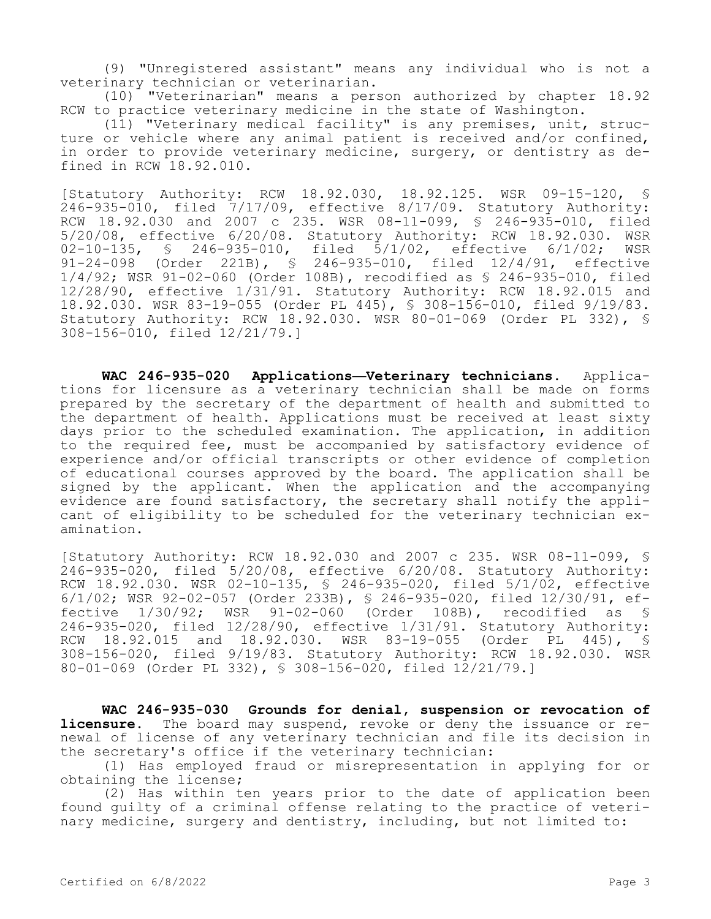(9) "Unregistered assistant" means any individual who is not a veterinary technician or veterinarian.

(10) "Veterinarian" means a person authorized by chapter 18.92 RCW to practice veterinary medicine in the state of Washington.

(11) "Veterinary medical facility" is any premises, unit, structure or vehicle where any animal patient is received and/or confined, in order to provide veterinary medicine, surgery, or dentistry as defined in RCW 18.92.010.

[Statutory Authority: RCW 18.92.030, 18.92.125. WSR 09-15-120, § 246-935-010, filed 7/17/09, effective 8/17/09. Statutory Authority: RCW 18.92.030 and 2007 c 235. WSR 08-11-099, § 246-935-010, filed 5/20/08, effective 6/20/08. Statutory Authority: RCW 18.92.030. WSR 02-10-135, § 246-935-010, filed 5/1/02, effective 6/1/02; WSR 91-24-098 (Order 221B), § 246-935-010, filed 12/4/91, effective 1/4/92; WSR 91-02-060 (Order 108B), recodified as § 246-935-010, filed 12/28/90, effective 1/31/91. Statutory Authority: RCW 18.92.015 and 18.92.030. WSR 83-19-055 (Order PL 445), § 308-156-010, filed 9/19/83. Statutory Authority: RCW 18.92.030. WSR 80-01-069 (Order PL 332), § 308-156-010, filed 12/21/79.]

**WAC 246-935-020 Applications—Veterinary technicians.** Applications for licensure as a veterinary technician shall be made on forms prepared by the secretary of the department of health and submitted to the department of health. Applications must be received at least sixty days prior to the scheduled examination. The application, in addition to the required fee, must be accompanied by satisfactory evidence of experience and/or official transcripts or other evidence of completion of educational courses approved by the board. The application shall be signed by the applicant. When the application and the accompanying evidence are found satisfactory, the secretary shall notify the applicant of eligibility to be scheduled for the veterinary technician examination.

[Statutory Authority: RCW 18.92.030 and 2007 c 235. WSR 08-11-099, § 246-935-020, filed 5/20/08, effective 6/20/08. Statutory Authority: RCW 18.92.030. WSR 02-10-135, § 246-935-020, filed 5/1/02, effective 6/1/02; WSR 92-02-057 (Order 233B), § 246-935-020, filed 12/30/91, effective 1/30/92; WSR 91-02-060 (Order 108B), recodified as § 246-935-020, filed 12/28/90, effective 1/31/91. Statutory Authority: RCW 18.92.015 and 18.92.030. WSR 83-19-055 (Order PL 445), § 308-156-020, filed 9/19/83. Statutory Authority: RCW 18.92.030. WSR 80-01-069 (Order PL 332), § 308-156-020, filed 12/21/79.]

**WAC 246-935-030 Grounds for denial, suspension or revocation of licensure.** The board may suspend, revoke or deny the issuance or renewal of license of any veterinary technician and file its decision in the secretary's office if the veterinary technician:

(1) Has employed fraud or misrepresentation in applying for or obtaining the license;

(2) Has within ten years prior to the date of application been found guilty of a criminal offense relating to the practice of veterinary medicine, surgery and dentistry, including, but not limited to: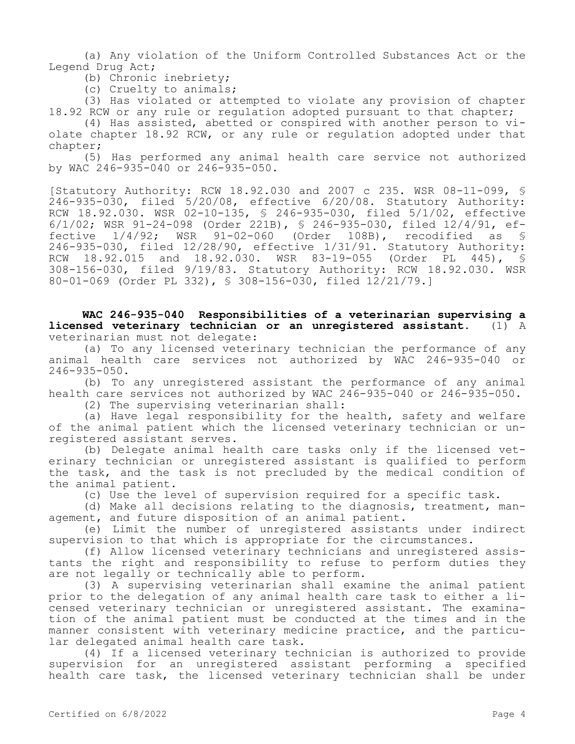(a) Any violation of the Uniform Controlled Substances Act or the Legend Drug Act;

(b) Chronic inebriety;

(c) Cruelty to animals;

(3) Has violated or attempted to violate any provision of chapter 18.92 RCW or any rule or regulation adopted pursuant to that chapter;

(4) Has assisted, abetted or conspired with another person to violate chapter 18.92 RCW, or any rule or regulation adopted under that chapter;

(5) Has performed any animal health care service not authorized by WAC 246-935-040 or 246-935-050.

[Statutory Authority: RCW 18.92.030 and 2007 c 235. WSR 08-11-099, § 246-935-030, filed 5/20/08, effective 6/20/08. Statutory Authority: RCW 18.92.030. WSR 02-10-135, § 246-935-030, filed 5/1/02, effective 6/1/02; WSR 91-24-098 (Order 221B), § 246-935-030, filed 12/4/91, effective 1/4/92; WSR 91-02-060 (Order 108B), recodified as § 246-935-030, filed 12/28/90, effective 1/31/91. Statutory Authority: RCW 18.92.015 and 18.92.030. WSR 83-19-055 (Order PL 445), § 308-156-030, filed 9/19/83. Statutory Authority: RCW 18.92.030. WSR 80-01-069 (Order PL 332), § 308-156-030, filed 12/21/79.]

**WAC 246-935-040 Responsibilities of a veterinarian supervising a licensed veterinary technician or an unregistered assistant.** (1) A veterinarian must not delegate:

(a) To any licensed veterinary technician the performance of any animal health care services not authorized by WAC 246-935-040 or 246-935-050.

(b) To any unregistered assistant the performance of any animal health care services not authorized by WAC 246-935-040 or 246-935-050.

(2) The supervising veterinarian shall:

(a) Have legal responsibility for the health, safety and welfare of the animal patient which the licensed veterinary technician or unregistered assistant serves.

(b) Delegate animal health care tasks only if the licensed veterinary technician or unregistered assistant is qualified to perform the task, and the task is not precluded by the medical condition of the animal patient.

(c) Use the level of supervision required for a specific task.

(d) Make all decisions relating to the diagnosis, treatment, management, and future disposition of an animal patient.

(e) Limit the number of unregistered assistants under indirect supervision to that which is appropriate for the circumstances.

(f) Allow licensed veterinary technicians and unregistered assistants the right and responsibility to refuse to perform duties they are not legally or technically able to perform.

(3) A supervising veterinarian shall examine the animal patient prior to the delegation of any animal health care task to either a licensed veterinary technician or unregistered assistant. The examination of the animal patient must be conducted at the times and in the manner consistent with veterinary medicine practice, and the particular delegated animal health care task.

(4) If a licensed veterinary technician is authorized to provide supervision for an unregistered assistant performing a specified health care task, the licensed veterinary technician shall be under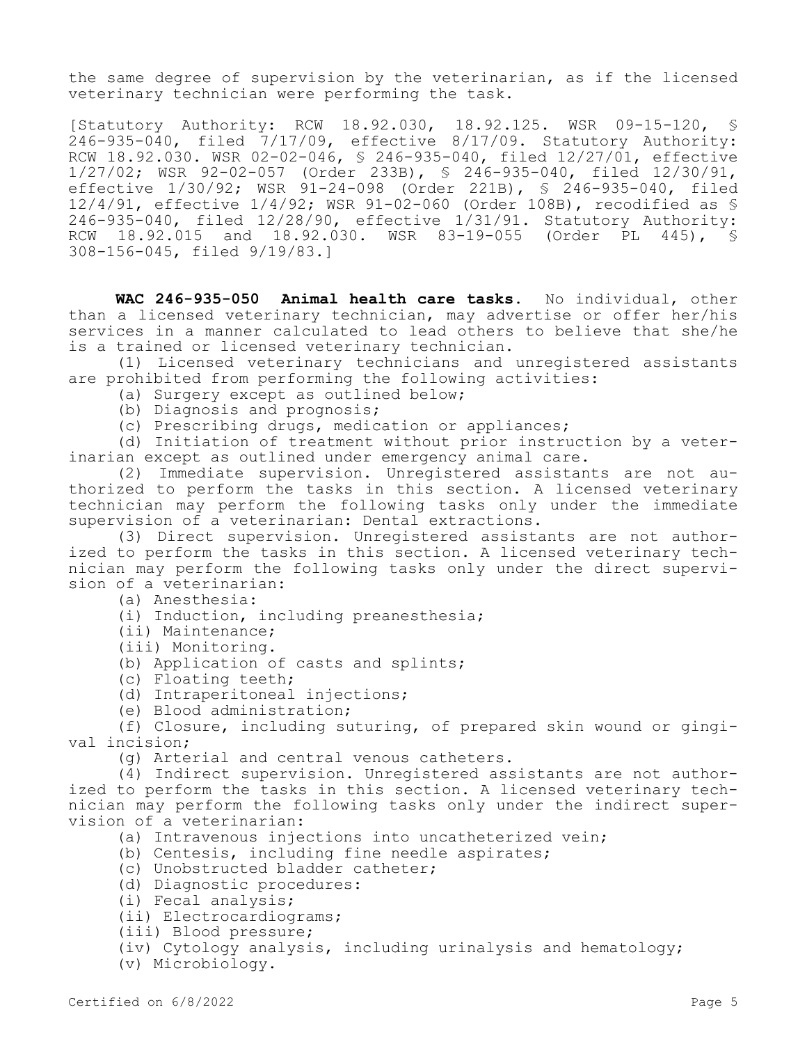the same degree of supervision by the veterinarian, as if the licensed veterinary technician were performing the task.

[Statutory Authority: RCW 18.92.030, 18.92.125. WSR 09-15-120, § 246-935-040, filed 7/17/09, effective 8/17/09. Statutory Authority: RCW 18.92.030. WSR 02-02-046, § 246-935-040, filed 12/27/01, effective 1/27/02; WSR 92-02-057 (Order 233B), § 246-935-040, filed 12/30/91, effective 1/30/92; WSR 91-24-098 (Order 221B), § 246-935-040, filed 12/4/91, effective 1/4/92; WSR 91-02-060 (Order 108B), recodified as § 246-935-040, filed 12/28/90, effective 1/31/91. Statutory Authority: RCW 18.92.015 and 18.92.030. WSR 83-19-055 (Order PL 445), § 308-156-045, filed 9/19/83.]

**WAC 246-935-050 Animal health care tasks.** No individual, other than a licensed veterinary technician, may advertise or offer her/his services in a manner calculated to lead others to believe that she/he is a trained or licensed veterinary technician.

(1) Licensed veterinary technicians and unregistered assistants are prohibited from performing the following activities:

(a) Surgery except as outlined below;

(b) Diagnosis and prognosis;

(c) Prescribing drugs, medication or appliances;

(d) Initiation of treatment without prior instruction by a veterinarian except as outlined under emergency animal care.

(2) Immediate supervision. Unregistered assistants are not authorized to perform the tasks in this section. A licensed veterinary technician may perform the following tasks only under the immediate supervision of a veterinarian: Dental extractions.

(3) Direct supervision. Unregistered assistants are not authorized to perform the tasks in this section. A licensed veterinary technician may perform the following tasks only under the direct supervision of a veterinarian:

(a) Anesthesia:

(i) Induction, including preanesthesia;

(ii) Maintenance;

(iii) Monitoring.

(b) Application of casts and splints;

(c) Floating teeth;

(d) Intraperitoneal injections;

(e) Blood administration;

(f) Closure, including suturing, of prepared skin wound or gingival incision;

(g) Arterial and central venous catheters.

(4) Indirect supervision. Unregistered assistants are not authorized to perform the tasks in this section. A licensed veterinary technician may perform the following tasks only under the indirect supervision of a veterinarian:

(a) Intravenous injections into uncatheterized vein;

(b) Centesis, including fine needle aspirates;

(c) Unobstructed bladder catheter;

(d) Diagnostic procedures:

(i) Fecal analysis;

(ii) Electrocardiograms;

(iii) Blood pressure;

(iv) Cytology analysis, including urinalysis and hematology;

(v) Microbiology.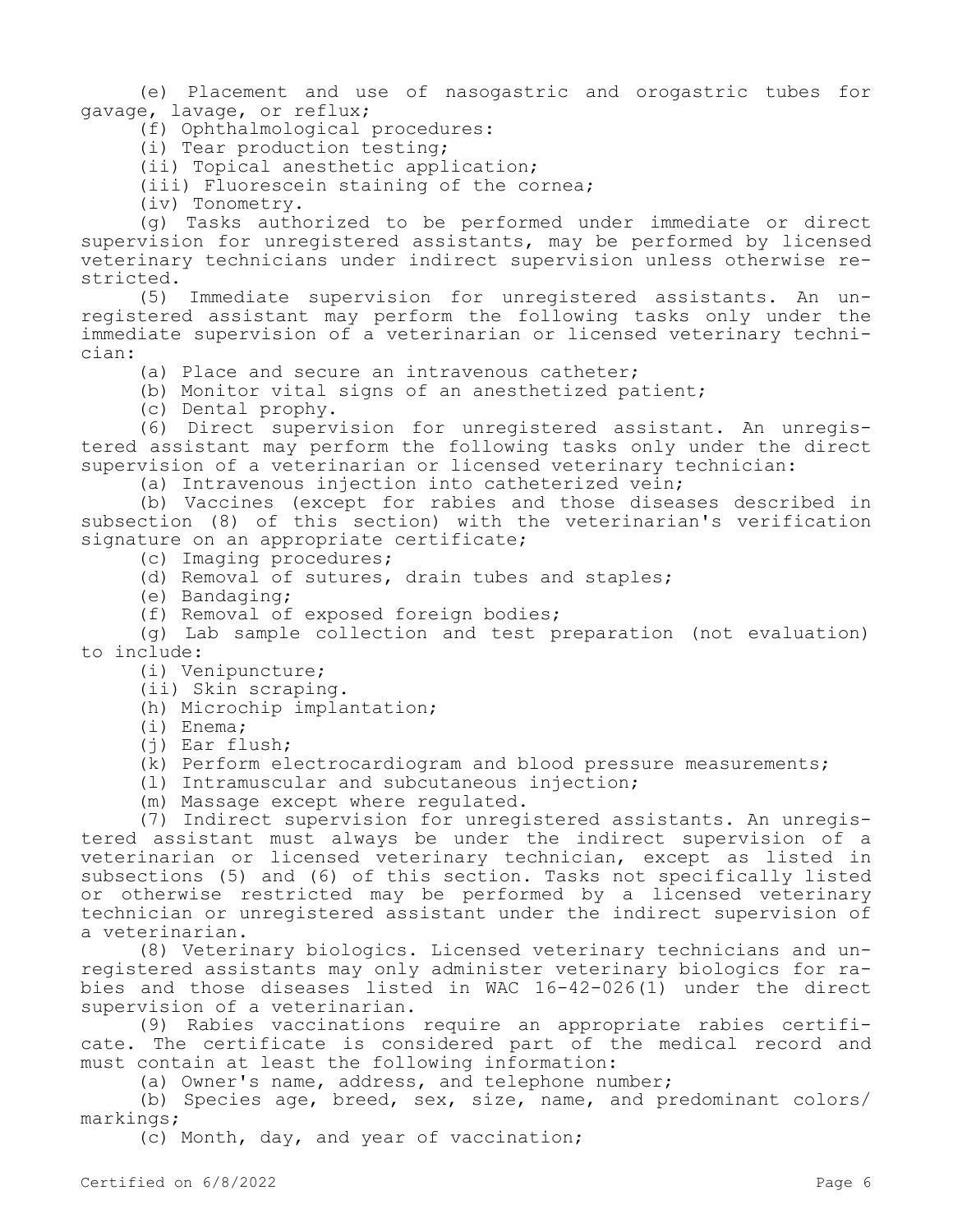(e) Placement and use of nasogastric and orogastric tubes for gavage, lavage, or reflux;

(f) Ophthalmological procedures:

(i) Tear production testing;

(ii) Topical anesthetic application;

(iii) Fluorescein staining of the cornea;

(iv) Tonometry.

(g) Tasks authorized to be performed under immediate or direct supervision for unregistered assistants, may be performed by licensed veterinary technicians under indirect supervision unless otherwise restricted.

(5) Immediate supervision for unregistered assistants. An unregistered assistant may perform the following tasks only under the immediate supervision of a veterinarian or licensed veterinary technician:

(a) Place and secure an intravenous catheter;

(b) Monitor vital signs of an anesthetized patient;

(c) Dental prophy.

(6) Direct supervision for unregistered assistant. An unregistered assistant may perform the following tasks only under the direct supervision of a veterinarian or licensed veterinary technician:

(a) Intravenous injection into catheterized vein;

(b) Vaccines (except for rabies and those diseases described in subsection (8) of this section) with the veterinarian's verification signature on an appropriate certificate;

(c) Imaging procedures;

(d) Removal of sutures, drain tubes and staples;

(e) Bandaging;

(f) Removal of exposed foreign bodies;

(g) Lab sample collection and test preparation (not evaluation) to include:

(i) Venipuncture;

(ii) Skin scraping.

(h) Microchip implantation;

(i) Enema;

(j) Ear flush;

(k) Perform electrocardiogram and blood pressure measurements;

(l) Intramuscular and subcutaneous injection;

(m) Massage except where regulated.

(7) Indirect supervision for unregistered assistants. An unregistered assistant must always be under the indirect supervision of a veterinarian or licensed veterinary technician, except as listed in subsections (5) and (6) of this section. Tasks not specifically listed or otherwise restricted may be performed by a licensed veterinary technician or unregistered assistant under the indirect supervision of a veterinarian.

(8) Veterinary biologics. Licensed veterinary technicians and unregistered assistants may only administer veterinary biologics for rabies and those diseases listed in WAC 16-42-026(1) under the direct supervision of a veterinarian.

(9) Rabies vaccinations require an appropriate rabies certificate. The certificate is considered part of the medical record and must contain at least the following information:

(a) Owner's name, address, and telephone number;

(b) Species age, breed, sex, size, name, and predominant colors/markings;

(c) Month, day, and year of vaccination;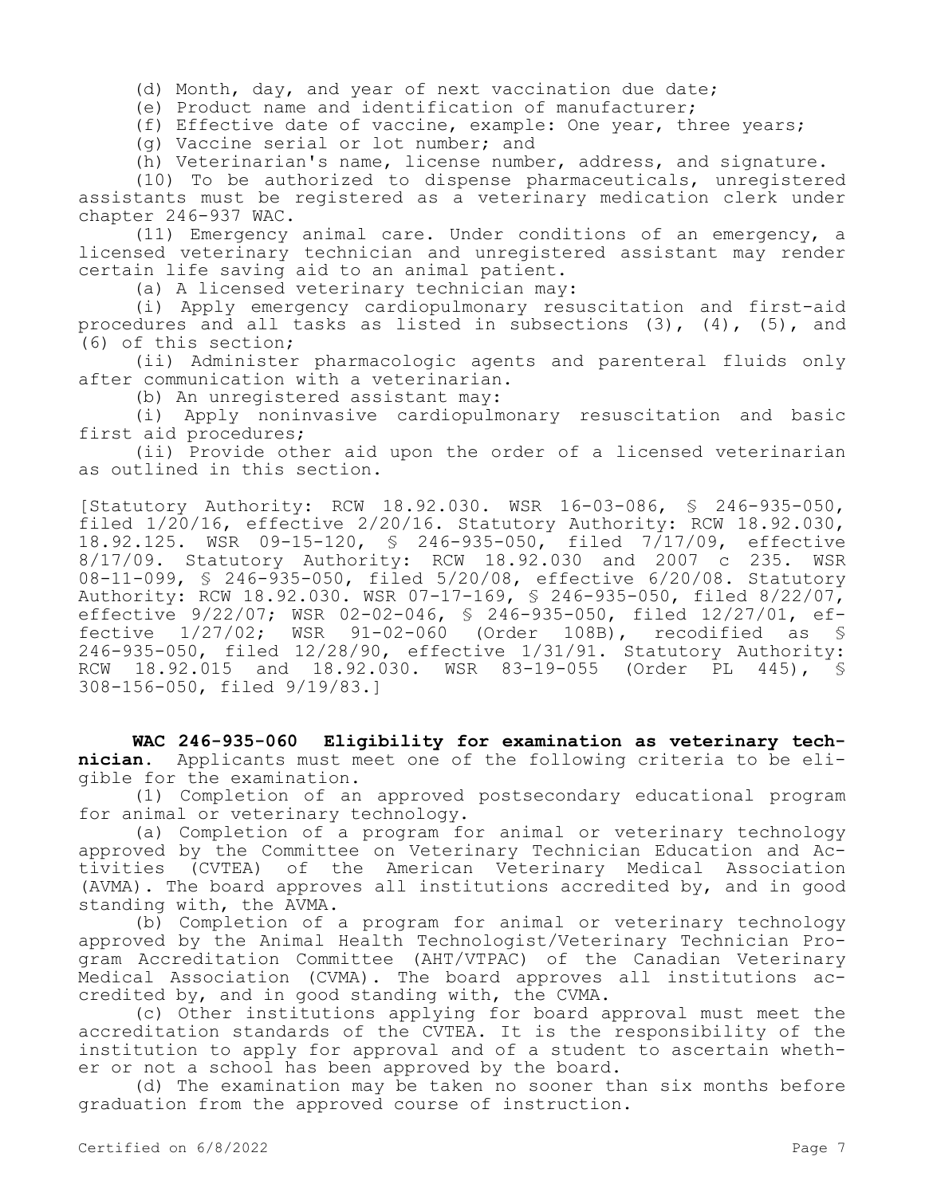(d) Month, day, and year of next vaccination due date;

(e) Product name and identification of manufacturer;

(f) Effective date of vaccine, example: One year, three years;

(g) Vaccine serial or lot number; and

(h) Veterinarian's name, license number, address, and signature.

(10) To be authorized to dispense pharmaceuticals, unregistered assistants must be registered as a veterinary medication clerk under chapter 246-937 WAC.

(11) Emergency animal care. Under conditions of an emergency, a licensed veterinary technician and unregistered assistant may render certain life saving aid to an animal patient.

(a) A licensed veterinary technician may:

(i) Apply emergency cardiopulmonary resuscitation and first-aid procedures and all tasks as listed in subsections (3), (4), (5), and (6) of this section;

(ii) Administer pharmacologic agents and parenteral fluids only after communication with a veterinarian.

(b) An unregistered assistant may:

(i) Apply noninvasive cardiopulmonary resuscitation and basic first aid procedures;

(ii) Provide other aid upon the order of a licensed veterinarian as outlined in this section.

[Statutory Authority: RCW 18.92.030. WSR 16-03-086, § 246-935-050, filed 1/20/16, effective 2/20/16. Statutory Authority: RCW 18.92.030, 18.92.125. WSR 09-15-120, § 246-935-050, filed 7/17/09, effective 8/17/09. Statutory Authority: RCW 18.92.030 and 2007 c 235. WSR 08-11-099, § 246-935-050, filed 5/20/08, effective 6/20/08. Statutory Authority: RCW 18.92.030. WSR 07-17-169, § 246-935-050, filed 8/22/07, effective 9/22/07; WSR 02-02-046, § 246-935-050, filed 12/27/01, effective 1/27/02; WSR 91-02-060 (Order 108B), recodified as § 246-935-050, filed 12/28/90, effective 1/31/91. Statutory Authority: RCW 18.92.015 and 18.92.030. WSR 83-19-055 (Order PL 445), § 308-156-050, filed 9/19/83.]

**WAC 246-935-060 Eligibility for examination as veterinary technician.** Applicants must meet one of the following criteria to be eligible for the examination.

(1) Completion of an approved postsecondary educational program for animal or veterinary technology.

(a) Completion of a program for animal or veterinary technology approved by the Committee on Veterinary Technician Education and Activities (CVTEA) of the American Veterinary Medical Association (AVMA). The board approves all institutions accredited by, and in good standing with, the AVMA.

(b) Completion of a program for animal or veterinary technology approved by the Animal Health Technologist/Veterinary Technician Program Accreditation Committee (AHT/VTPAC) of the Canadian Veterinary Medical Association (CVMA). The board approves all institutions accredited by, and in good standing with, the CVMA.

(c) Other institutions applying for board approval must meet the accreditation standards of the CVTEA. It is the responsibility of the institution to apply for approval and of a student to ascertain whether or not a school has been approved by the board.

(d) The examination may be taken no sooner than six months before graduation from the approved course of instruction.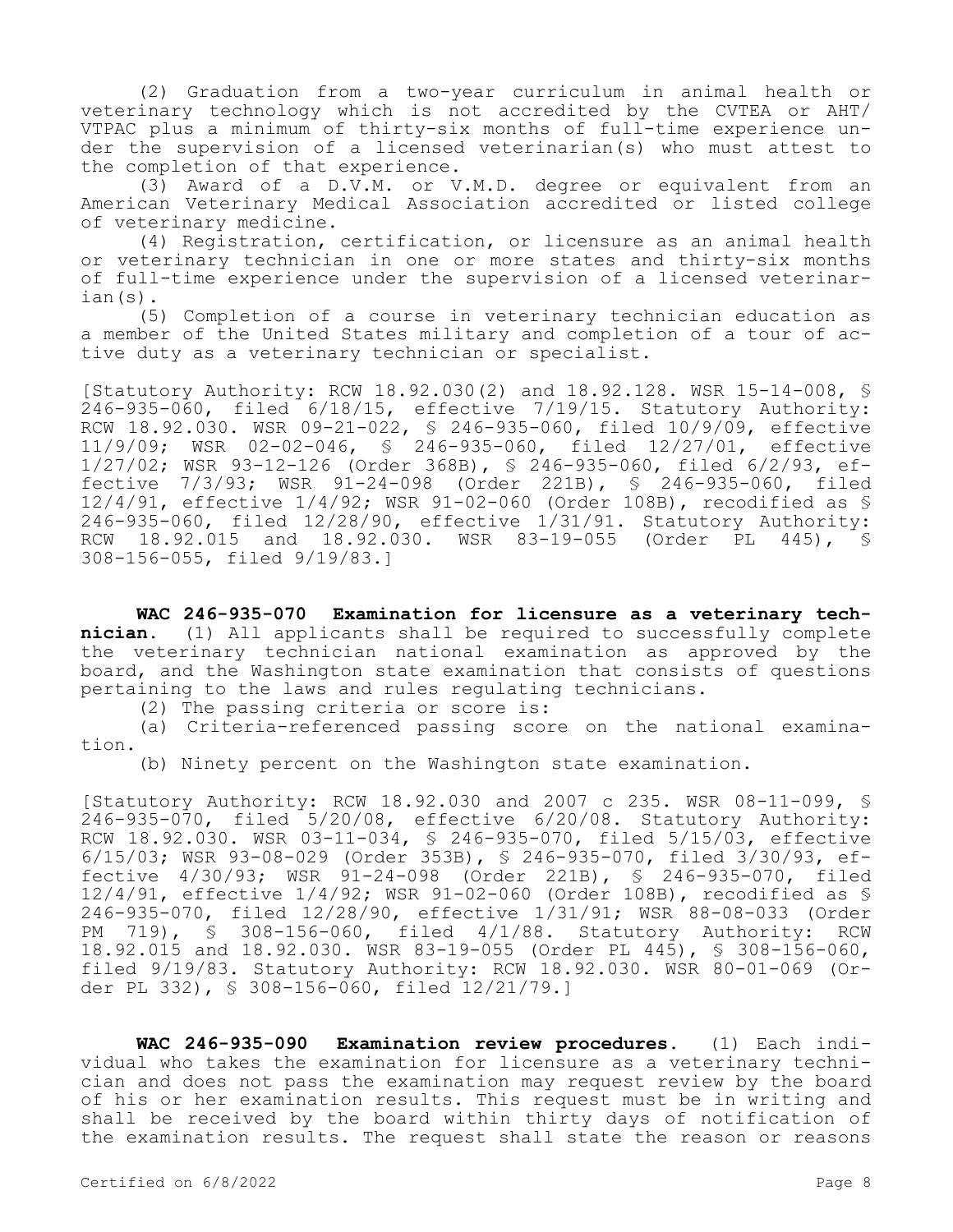(2) Graduation from a two-year curriculum in animal health or veterinary technology which is not accredited by the CVTEA or AHT/VTPAC plus a minimum of thirty-six months of full-time experience under the supervision of a licensed veterinarian(s) who must attest to the completion of that experience.

(3) Award of a D.V.M. or V.M.D. degree or equivalent from an American Veterinary Medical Association accredited or listed college of veterinary medicine.

(4) Registration, certification, or licensure as an animal health or veterinary technician in one or more states and thirty-six months of full-time experience under the supervision of a licensed veterinarian(s).

(5) Completion of a course in veterinary technician education as a member of the United States military and completion of a tour of active duty as a veterinary technician or specialist.

[Statutory Authority: RCW 18.92.030(2) and 18.92.128. WSR 15-14-008, § 246-935-060, filed 6/18/15, effective 7/19/15. Statutory Authority: RCW 18.92.030. WSR 09-21-022, § 246-935-060, filed 10/9/09, effective 11/9/09; WSR 02-02-046, § 246-935-060, filed 12/27/01, effective 1/27/02; WSR 93-12-126 (Order 368B), § 246-935-060, filed 6/2/93, effective 7/3/93; WSR 91-24-098 (Order 221B), § 246-935-060, filed 12/4/91, effective 1/4/92; WSR 91-02-060 (Order 108B), recodified as § 246-935-060, filed 12/28/90, effective 1/31/91. Statutory Authority: RCW 18.92.015 and 18.92.030. WSR 83-19-055 (Order PL 445), § 308-156-055, filed 9/19/83.]

**WAC 246-935-070 Examination for licensure as a veterinary technician.** (1) All applicants shall be required to successfully complete the veterinary technician national examination as approved by the board, and the Washington state examination that consists of questions pertaining to the laws and rules regulating technicians.

(2) The passing criteria or score is:

(a) Criteria-referenced passing score on the national examination.

(b) Ninety percent on the Washington state examination.

[Statutory Authority: RCW 18.92.030 and 2007 c 235. WSR 08-11-099, § 246-935-070, filed 5/20/08, effective 6/20/08. Statutory Authority: RCW 18.92.030. WSR 03-11-034, § 246-935-070, filed 5/15/03, effective 6/15/03; WSR 93-08-029 (Order 353B), § 246-935-070, filed 3/30/93, effective 4/30/93; WSR 91-24-098 (Order 221B), § 246-935-070, filed 12/4/91, effective 1/4/92; WSR 91-02-060 (Order 108B), recodified as § 246-935-070, filed 12/28/90, effective 1/31/91; WSR 88-08-033 (Order PM 719), § 308-156-060, filed 4/1/88. Statutory Authority: RCW 18.92.015 and 18.92.030. WSR 83-19-055 (Order PL 445), § 308-156-060, filed 9/19/83. Statutory Authority: RCW 18.92.030. WSR 80-01-069 (Order PL 332), § 308-156-060, filed 12/21/79.]

**WAC 246-935-090 Examination review procedures.** (1) Each individual who takes the examination for licensure as a veterinary technician and does not pass the examination may request review by the board of his or her examination results. This request must be in writing and shall be received by the board within thirty days of notification of the examination results. The request shall state the reason or reasons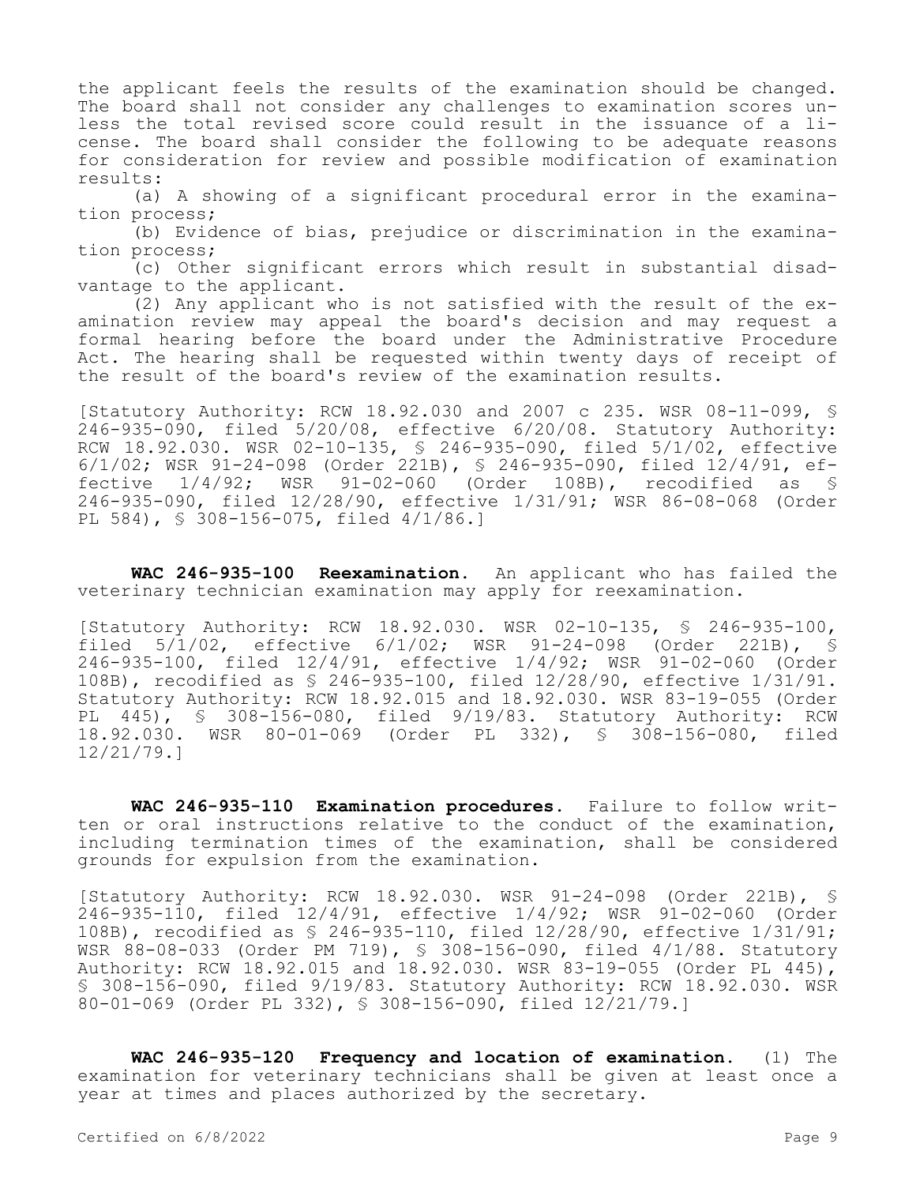the applicant feels the results of the examination should be changed. The board shall not consider any challenges to examination scores unless the total revised score could result in the issuance of a license. The board shall consider the following to be adequate reasons for consideration for review and possible modification of examination results:

(a) A showing of a significant procedural error in the examination process;

(b) Evidence of bias, prejudice or discrimination in the examination process;

(c) Other significant errors which result in substantial disadvantage to the applicant.

(2) Any applicant who is not satisfied with the result of the examination review may appeal the board's decision and may request a formal hearing before the board under the Administrative Procedure Act. The hearing shall be requested within twenty days of receipt of the result of the board's review of the examination results.

[Statutory Authority: RCW 18.92.030 and 2007 c 235. WSR 08-11-099, § 246-935-090, filed 5/20/08, effective 6/20/08. Statutory Authority: RCW 18.92.030. WSR 02-10-135, § 246-935-090, filed 5/1/02, effective 6/1/02; WSR 91-24-098 (Order 221B), § 246-935-090, filed 12/4/91, effective 1/4/92; WSR 91-02-060 (Order 108B), recodified as § 246-935-090, filed 12/28/90, effective 1/31/91; WSR 86-08-068 (Order PL 584), § 308-156-075, filed 4/1/86.]

**WAC 246-935-100 Reexamination.** An applicant who has failed the veterinary technician examination may apply for reexamination.

[Statutory Authority: RCW 18.92.030. WSR 02-10-135, § 246-935-100, filed 5/1/02, effective 6/1/02; WSR 91-24-098 (Order 221B), § 246-935-100, filed 12/4/91, effective 1/4/92; WSR 91-02-060 (Order 108B), recodified as § 246-935-100, filed 12/28/90, effective 1/31/91. Statutory Authority: RCW 18.92.015 and 18.92.030. WSR 83-19-055 (Order PL 445), § 308-156-080, filed 9/19/83. Statutory Authority: RCW 18.92.030. WSR 80-01-069 (Order PL 332), § 308-156-080, filed 12/21/79.]

**WAC 246-935-110 Examination procedures.** Failure to follow written or oral instructions relative to the conduct of the examination, including termination times of the examination, shall be considered grounds for expulsion from the examination.

[Statutory Authority: RCW 18.92.030. WSR 91-24-098 (Order 221B), § 246-935-110, filed 12/4/91, effective 1/4/92; WSR 91-02-060 (Order 108B), recodified as § 246-935-110, filed 12/28/90, effective 1/31/91; WSR 88-08-033 (Order PM 719), § 308-156-090, filed 4/1/88. Statutory Authority: RCW 18.92.015 and 18.92.030. WSR 83-19-055 (Order PL 445), § 308-156-090, filed 9/19/83. Statutory Authority: RCW 18.92.030. WSR 80-01-069 (Order PL 332), § 308-156-090, filed 12/21/79.]

**WAC 246-935-120 Frequency and location of examination.** (1) The examination for veterinary technicians shall be given at least once a year at times and places authorized by the secretary.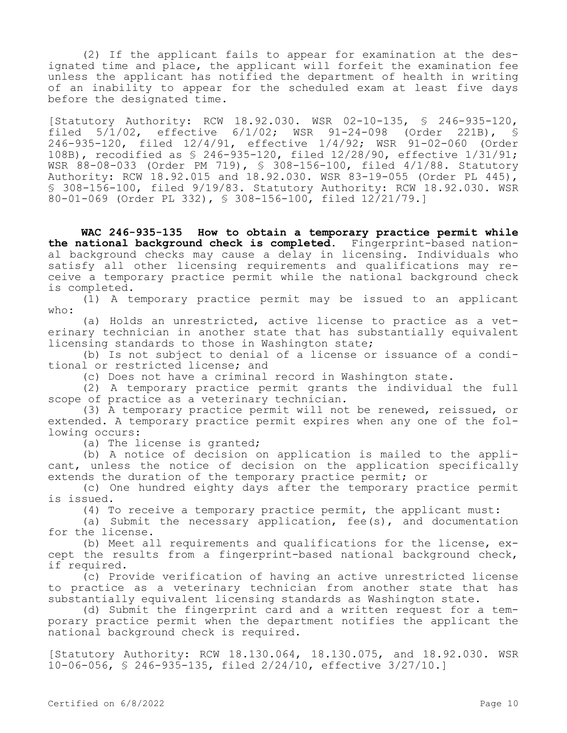(2) If the applicant fails to appear for examination at the designated time and place, the applicant will forfeit the examination fee unless the applicant has notified the department of health in writing of an inability to appear for the scheduled exam at least five days before the designated time.

[Statutory Authority: RCW 18.92.030. WSR 02-10-135, § 246-935-120, filed 5/1/02, effective 6/1/02; WSR 91-24-098 (Order 221B), § 246-935-120, filed 12/4/91, effective 1/4/92; WSR 91-02-060 (Order 108B), recodified as § 246-935-120, filed 12/28/90, effective 1/31/91; WSR 88-08-033 (Order PM 719), § 308-156-100, filed 4/1/88. Statutory Authority: RCW 18.92.015 and 18.92.030. WSR 83-19-055 (Order PL 445), § 308-156-100, filed 9/19/83. Statutory Authority: RCW 18.92.030. WSR 80-01-069 (Order PL 332), § 308-156-100, filed 12/21/79.]

**WAC 246-935-135 How to obtain a temporary practice permit while the national background check is completed.** Fingerprint-based national background checks may cause a delay in licensing. Individuals who satisfy all other licensing requirements and qualifications may receive a temporary practice permit while the national background check is completed.

(1) A temporary practice permit may be issued to an applicant who:

(a) Holds an unrestricted, active license to practice as a veterinary technician in another state that has substantially equivalent licensing standards to those in Washington state;

(b) Is not subject to denial of a license or issuance of a conditional or restricted license; and

(c) Does not have a criminal record in Washington state.

(2) A temporary practice permit grants the individual the full scope of practice as a veterinary technician.

(3) A temporary practice permit will not be renewed, reissued, or extended. A temporary practice permit expires when any one of the following occurs:

(a) The license is granted;

(b) A notice of decision on application is mailed to the applicant, unless the notice of decision on the application specifically extends the duration of the temporary practice permit; or

(c) One hundred eighty days after the temporary practice permit is issued.

(4) To receive a temporary practice permit, the applicant must:

(a) Submit the necessary application, fee(s), and documentation for the license.

(b) Meet all requirements and qualifications for the license, except the results from a fingerprint-based national background check, if required.

(c) Provide verification of having an active unrestricted license to practice as a veterinary technician from another state that has substantially equivalent licensing standards as Washington state.

(d) Submit the fingerprint card and a written request for a temporary practice permit when the department notifies the applicant the national background check is required.

[Statutory Authority: RCW 18.130.064, 18.130.075, and 18.92.030. WSR 10-06-056, § 246-935-135, filed 2/24/10, effective 3/27/10.]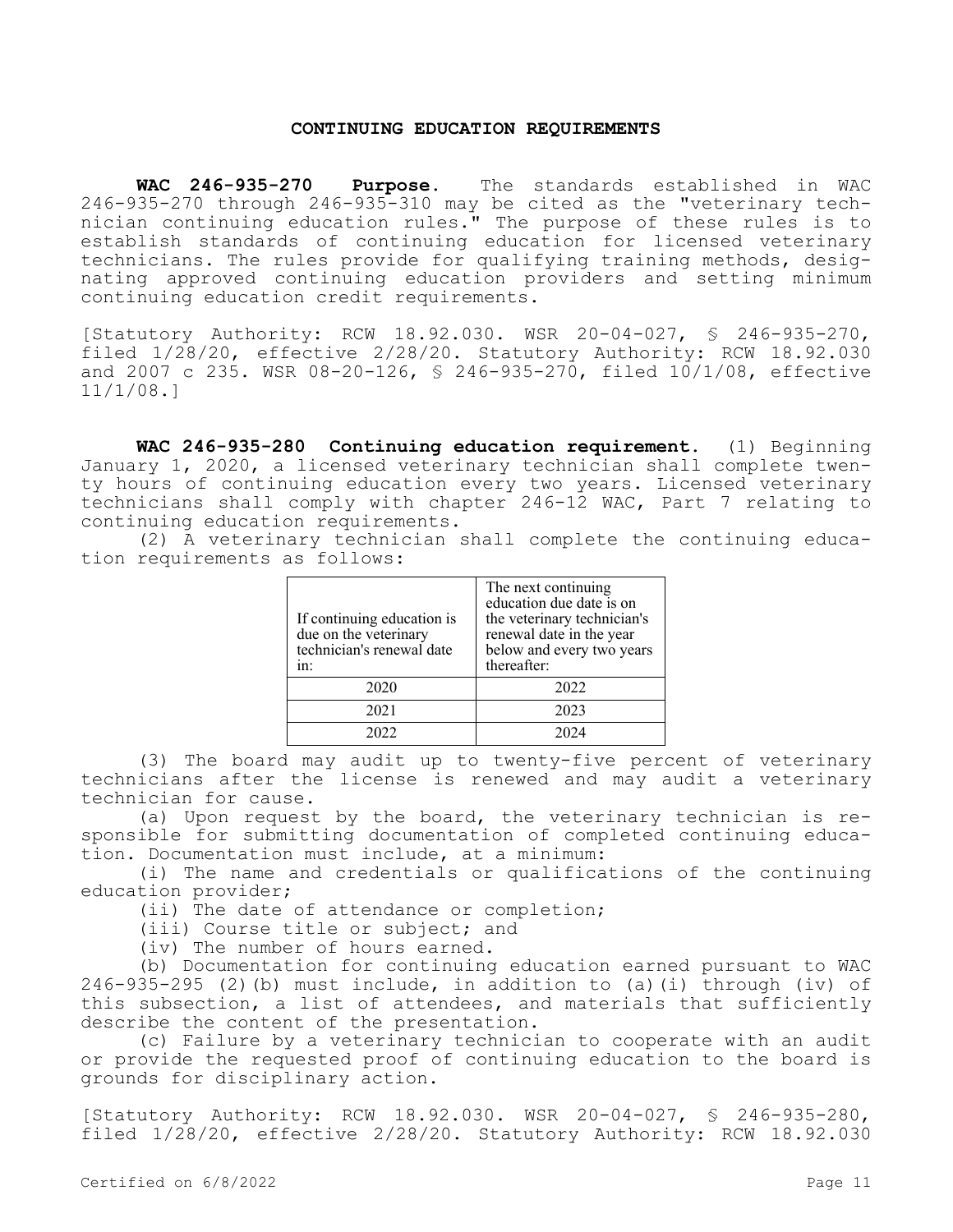## CONTINUING EDUCATION REQUIREMENTS

**WAC 246-935-270 Purpose.** The standards established in WAC 246-935-270 through 246-935-310 may be cited as the "veterinary technician continuing education rules." The purpose of these rules is to establish standards of continuing education for licensed veterinary technicians. The rules provide for qualifying training methods, designating approved continuing education providers and setting minimum continuing education credit requirements.

[Statutory Authority: RCW 18.92.030. WSR 20-04-027, § 246-935-270, filed 1/28/20, effective 2/28/20. Statutory Authority: RCW 18.92.030 and 2007 c 235. WSR 08-20-126, § 246-935-270, filed 10/1/08, effective 11/1/08.]

**WAC 246-935-280 Continuing education requirement.** (1) Beginning January 1, 2020, a licensed veterinary technician shall complete twenty hours of continuing education every two years. Licensed veterinary technicians shall comply with chapter 246-12 WAC, Part 7 relating to continuing education requirements.

(2) A veterinary technician shall complete the continuing education requirements as follows:

| If continuing education is due on the veterinary technician's renewal date in: | The next continuing education due date is on the veterinary technician's renewal date in the year below and every two years thereafter: |
|---|---|
| 2020 | 2022 |
| 2021 | 2023 |
| 2022 | 2024 |

(3) The board may audit up to twenty-five percent of veterinary technicians after the license is renewed and may audit a veterinary technician for cause.

(a) Upon request by the board, the veterinary technician is responsible for submitting documentation of completed continuing education. Documentation must include, at a minimum:

(i) The name and credentials or qualifications of the continuing education provider;

(ii) The date of attendance or completion;

(iii) Course title or subject; and

(iv) The number of hours earned.

(b) Documentation for continuing education earned pursuant to WAC 246-935-295 (2)(b) must include, in addition to (a)(i) through (iv) of this subsection, a list of attendees, and materials that sufficiently describe the content of the presentation.

(c) Failure by a veterinary technician to cooperate with an audit or provide the requested proof of continuing education to the board is grounds for disciplinary action.

[Statutory Authority: RCW 18.92.030. WSR 20-04-027, § 246-935-280, filed 1/28/20, effective 2/28/20. Statutory Authority: RCW 18.92.030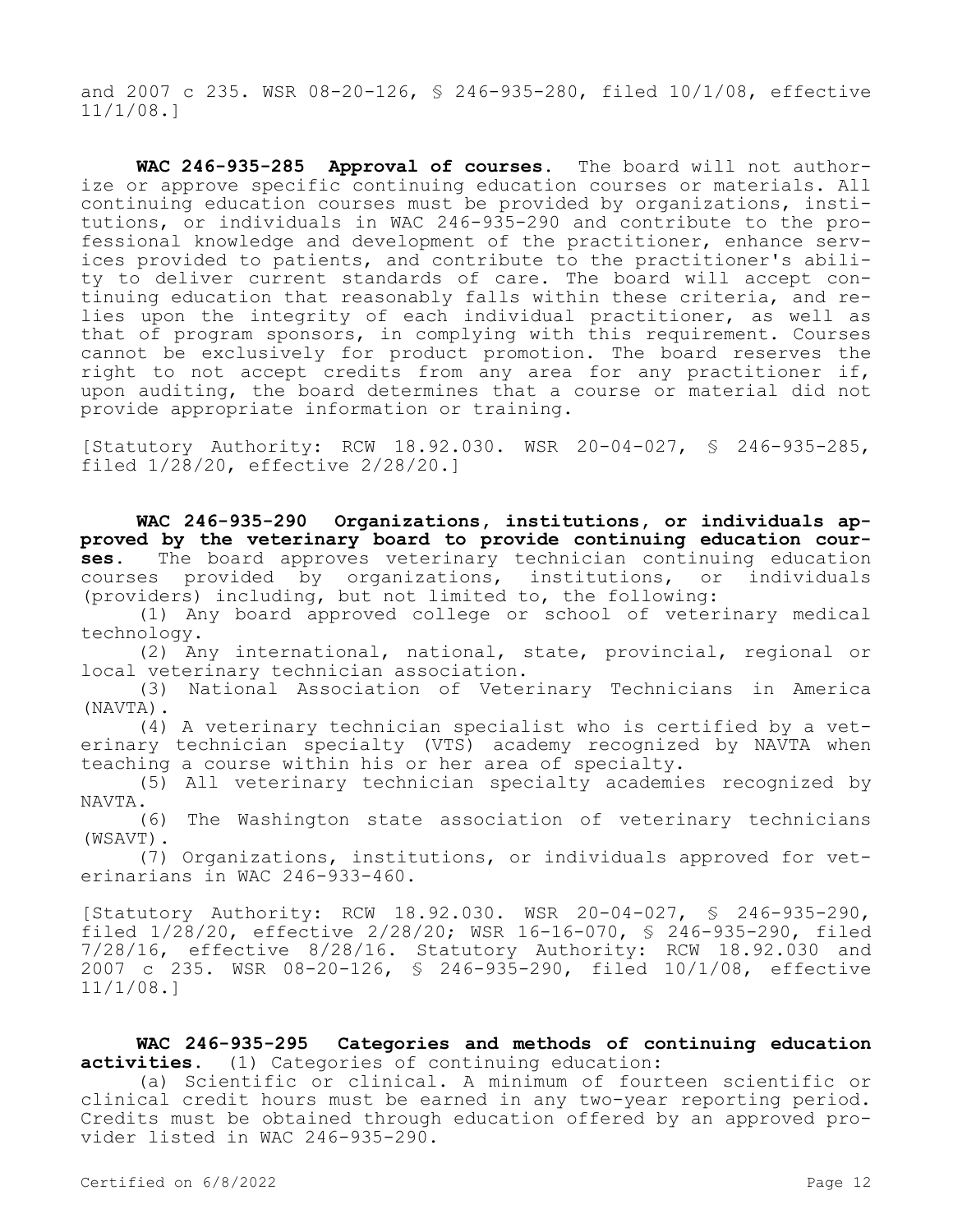and 2007 c 235. WSR 08-20-126, § 246-935-280, filed 10/1/08, effective 11/1/08.]

**WAC 246-935-285 Approval of courses.** The board will not authorize or approve specific continuing education courses or materials. All continuing education courses must be provided by organizations, institutions, or individuals in WAC 246-935-290 and contribute to the professional knowledge and development of the practitioner, enhance services provided to patients, and contribute to the practitioner's ability to deliver current standards of care. The board will accept continuing education that reasonably falls within these criteria, and relies upon the integrity of each individual practitioner, as well as that of program sponsors, in complying with this requirement. Courses cannot be exclusively for product promotion. The board reserves the right to not accept credits from any area for any practitioner if, upon auditing, the board determines that a course or material did not provide appropriate information or training.

[Statutory Authority: RCW 18.92.030. WSR 20-04-027, § 246-935-285, filed 1/28/20, effective 2/28/20.]

**WAC 246-935-290 Organizations, institutions, or individuals approved by the veterinary board to provide continuing education courses.** The board approves veterinary technician continuing education courses provided by organizations, institutions, or individuals (providers) including, but not limited to, the following:

(1) Any board approved college or school of veterinary medical technology.

(2) Any international, national, state, provincial, regional or local veterinary technician association.

(3) National Association of Veterinary Technicians in America (NAVTA).

(4) A veterinary technician specialist who is certified by a veterinary technician specialty (VTS) academy recognized by NAVTA when teaching a course within his or her area of specialty.

(5) All veterinary technician specialty academies recognized by NAVTA.

(6) The Washington state association of veterinary technicians (WSAVT).

(7) Organizations, institutions, or individuals approved for veterinarians in WAC 246-933-460.

[Statutory Authority: RCW 18.92.030. WSR 20-04-027, § 246-935-290, filed 1/28/20, effective 2/28/20; WSR 16-16-070, § 246-935-290, filed 7/28/16, effective 8/28/16. Statutory Authority: RCW 18.92.030 and 2007 c 235. WSR 08-20-126, § 246-935-290, filed 10/1/08, effective 11/1/08.]

**WAC 246-935-295 Categories and methods of continuing education activities.** (1) Categories of continuing education:

(a) Scientific or clinical. A minimum of fourteen scientific or clinical credit hours must be earned in any two-year reporting period. Credits must be obtained through education offered by an approved provider listed in WAC 246-935-290.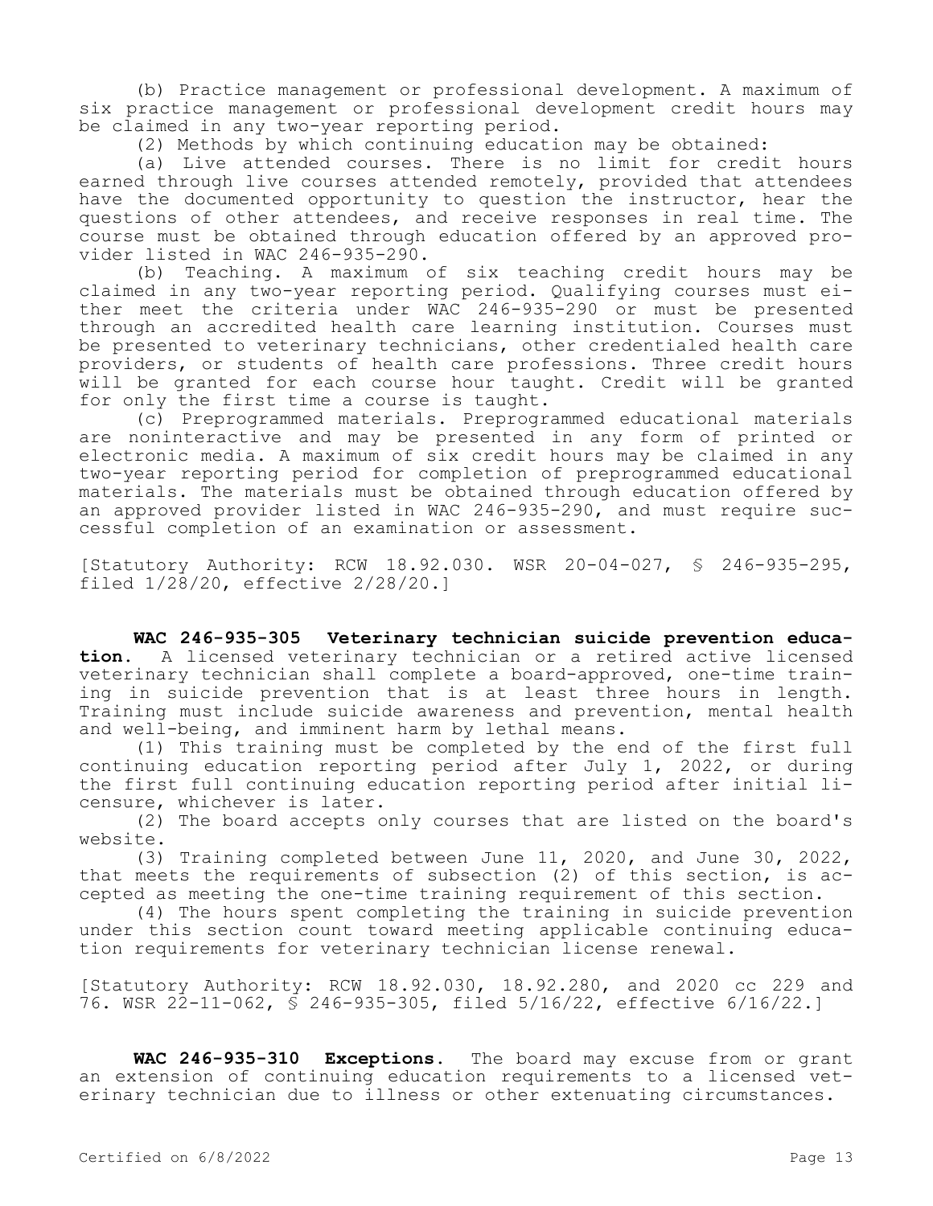(b) Practice management or professional development. A maximum of six practice management or professional development credit hours may be claimed in any two-year reporting period.

(2) Methods by which continuing education may be obtained:

(a) Live attended courses. There is no limit for credit hours earned through live courses attended remotely, provided that attendees have the documented opportunity to question the instructor, hear the questions of other attendees, and receive responses in real time. The course must be obtained through education offered by an approved provider listed in WAC 246-935-290.

(b) Teaching. A maximum of six teaching credit hours may be claimed in any two-year reporting period. Qualifying courses must either meet the criteria under WAC 246-935-290 or must be presented through an accredited health care learning institution. Courses must be presented to veterinary technicians, other credentialed health care providers, or students of health care professions. Three credit hours will be granted for each course hour taught. Credit will be granted for only the first time a course is taught.

(c) Preprogrammed materials. Preprogrammed educational materials are noninteractive and may be presented in any form of printed or electronic media. A maximum of six credit hours may be claimed in any two-year reporting period for completion of preprogrammed educational materials. The materials must be obtained through education offered by an approved provider listed in WAC 246-935-290, and must require successful completion of an examination or assessment.

[Statutory Authority: RCW 18.92.030. WSR 20-04-027, § 246-935-295, filed 1/28/20, effective 2/28/20.]

**WAC 246-935-305 Veterinary technician suicide prevention education.** A licensed veterinary technician or a retired active licensed veterinary technician shall complete a board-approved, one-time training in suicide prevention that is at least three hours in length. Training must include suicide awareness and prevention, mental health and well-being, and imminent harm by lethal means.

(1) This training must be completed by the end of the first full continuing education reporting period after July 1, 2022, or during the first full continuing education reporting period after initial licensure, whichever is later.

(2) The board accepts only courses that are listed on the board's website.

(3) Training completed between June 11, 2020, and June 30, 2022, that meets the requirements of subsection (2) of this section, is accepted as meeting the one-time training requirement of this section.

(4) The hours spent completing the training in suicide prevention under this section count toward meeting applicable continuing education requirements for veterinary technician license renewal.

[Statutory Authority: RCW 18.92.030, 18.92.280, and 2020 cc 229 and 76. WSR 22-11-062, § 246-935-305, filed 5/16/22, effective 6/16/22.]

**WAC 246-935-310 Exceptions.** The board may excuse from or grant an extension of continuing education requirements to a licensed veterinary technician due to illness or other extenuating circumstances.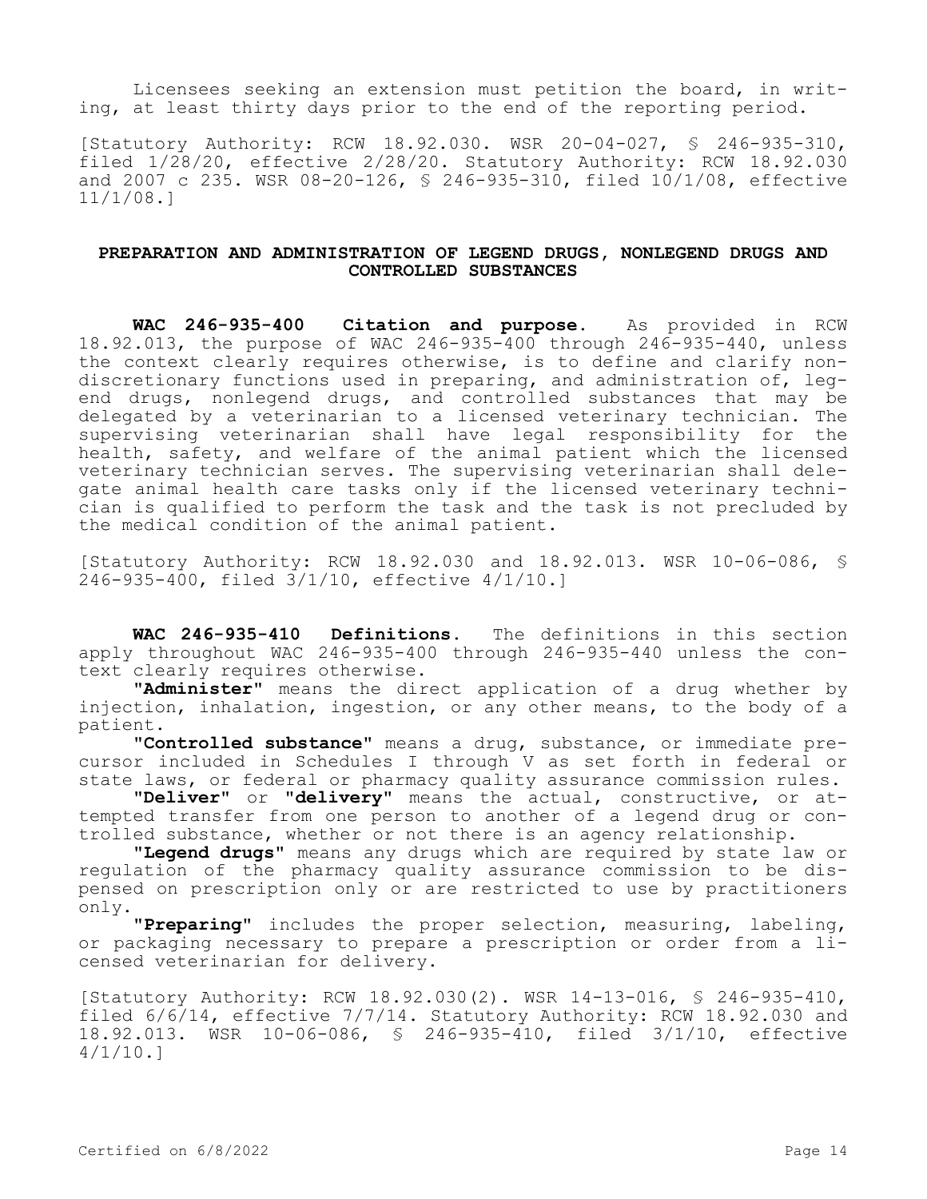Licensees seeking an extension must petition the board, in writing, at least thirty days prior to the end of the reporting period.

[Statutory Authority: RCW 18.92.030. WSR 20-04-027, § 246-935-310, filed 1/28/20, effective 2/28/20. Statutory Authority: RCW 18.92.030 and 2007 c 235. WSR 08-20-126, § 246-935-310, filed 10/1/08, effective 11/1/08.]

## PREPARATION AND ADMINISTRATION OF LEGEND DRUGS, NONLEGEND DRUGS AND CONTROLLED SUBSTANCES

**WAC 246-935-400 Citation and purpose.** As provided in RCW 18.92.013, the purpose of WAC 246-935-400 through 246-935-440, unless the context clearly requires otherwise, is to define and clarify non-discretionary functions used in preparing, and administration of, legend drugs, nonlegend drugs, and controlled substances that may be delegated by a veterinarian to a licensed veterinary technician. The supervising veterinarian shall have legal responsibility for the health, safety, and welfare of the animal patient which the licensed veterinary technician serves. The supervising veterinarian shall delegate animal health care tasks only if the licensed veterinary technician is qualified to perform the task and the task is not precluded by the medical condition of the animal patient.

[Statutory Authority: RCW 18.92.030 and 18.92.013. WSR 10-06-086, § 246-935-400, filed 3/1/10, effective 4/1/10.]

**WAC 246-935-410 Definitions.** The definitions in this section apply throughout WAC 246-935-400 through 246-935-440 unless the context clearly requires otherwise.

**"Administer"** means the direct application of a drug whether by injection, inhalation, ingestion, or any other means, to the body of a patient.

**"Controlled substance"** means a drug, substance, or immediate precursor included in Schedules I through V as set forth in federal or state laws, or federal or pharmacy quality assurance commission rules.

**"Deliver"** or **"delivery"** means the actual, constructive, or attempted transfer from one person to another of a legend drug or controlled substance, whether or not there is an agency relationship.

**"Legend drugs"** means any drugs which are required by state law or regulation of the pharmacy quality assurance commission to be dispensed on prescription only or are restricted to use by practitioners only.

**"Preparing"** includes the proper selection, measuring, labeling, or packaging necessary to prepare a prescription or order from a licensed veterinarian for delivery.

[Statutory Authority: RCW 18.92.030(2). WSR 14-13-016, § 246-935-410, filed 6/6/14, effective 7/7/14. Statutory Authority: RCW 18.92.030 and 18.92.013. WSR 10-06-086, § 246-935-410, filed 3/1/10, effective 4/1/10.]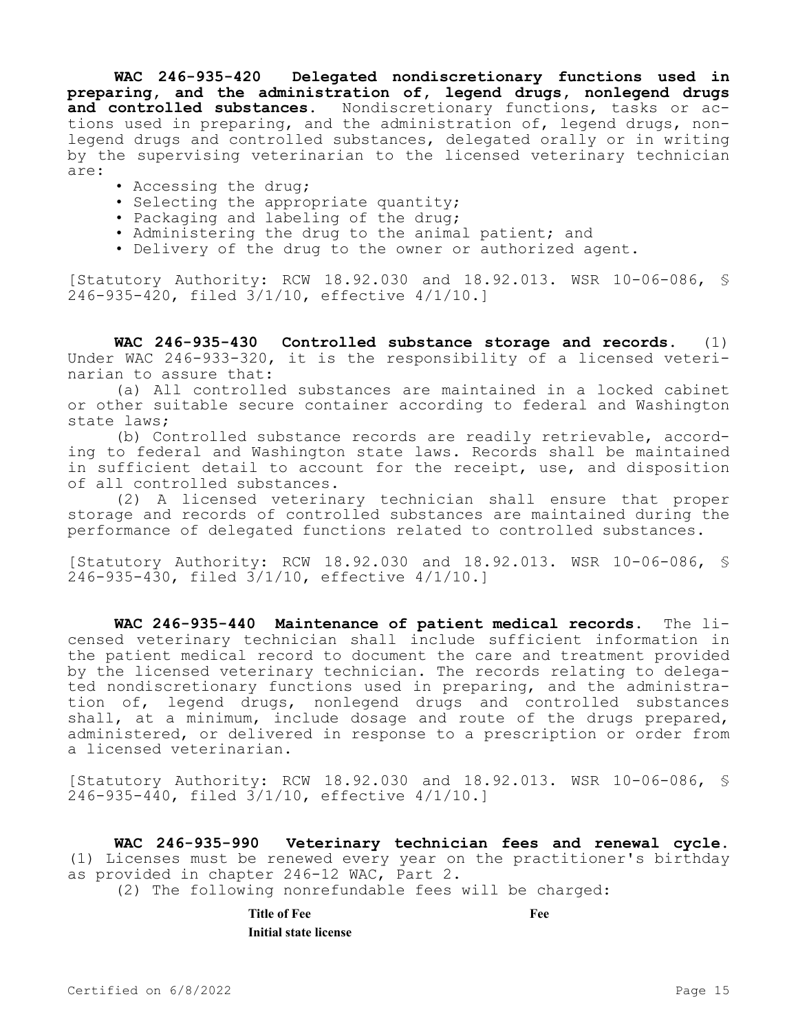**WAC 246-935-420 Delegated nondiscretionary functions used in preparing, and the administration of, legend drugs, nonlegend drugs and controlled substances.** Nondiscretionary functions, tasks or actions used in preparing, and the administration of, legend drugs, nonlegend drugs and controlled substances, delegated orally or in writing by the supervising veterinarian to the licensed veterinary technician are:

- Accessing the drug;
- Selecting the appropriate quantity;
- Packaging and labeling of the drug;
- Administering the drug to the animal patient; and
- Delivery of the drug to the owner or authorized agent.

[Statutory Authority: RCW 18.92.030 and 18.92.013. WSR 10-06-086, § 246-935-420, filed 3/1/10, effective 4/1/10.]

**WAC 246-935-430 Controlled substance storage and records.** (1) Under WAC 246-933-320, it is the responsibility of a licensed veterinarian to assure that:

(a) All controlled substances are maintained in a locked cabinet or other suitable secure container according to federal and Washington state laws;

(b) Controlled substance records are readily retrievable, according to federal and Washington state laws. Records shall be maintained in sufficient detail to account for the receipt, use, and disposition of all controlled substances.

(2) A licensed veterinary technician shall ensure that proper storage and records of controlled substances are maintained during the performance of delegated functions related to controlled substances.

[Statutory Authority: RCW 18.92.030 and 18.92.013. WSR 10-06-086, § 246-935-430, filed 3/1/10, effective 4/1/10.]

**WAC 246-935-440 Maintenance of patient medical records.** The licensed veterinary technician shall include sufficient information in the patient medical record to document the care and treatment provided by the licensed veterinary technician. The records relating to delegated nondiscretionary functions used in preparing, and the administration of, legend drugs, nonlegend drugs and controlled substances shall, at a minimum, include dosage and route of the drugs prepared, administered, or delivered in response to a prescription or order from a licensed veterinarian.

[Statutory Authority: RCW 18.92.030 and 18.92.013. WSR 10-06-086, § 246-935-440, filed 3/1/10, effective 4/1/10.]

**WAC 246-935-990 Veterinary technician fees and renewal cycle.** (1) Licenses must be renewed every year on the practitioner's birthday as provided in chapter 246-12 WAC, Part 2.

(2) The following nonrefundable fees will be charged:

| Title of Fee | Fee |
|---|---|
| Initial state license | |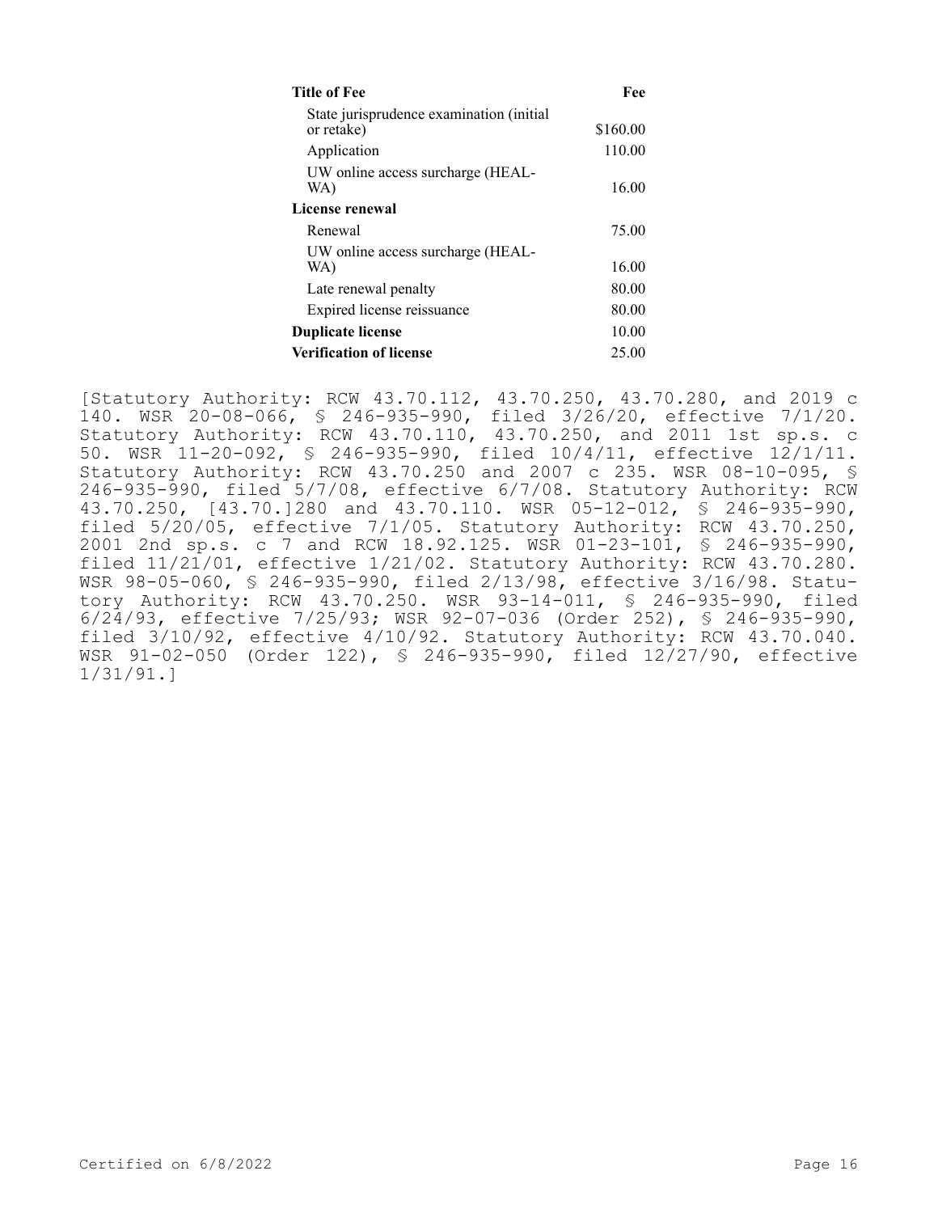| Title of Fee | Fee |
|---|---|
| State jurisprudence examination (initial or retake) | $160.00 |
| Application | 110.00 |
| UW online access surcharge (HEAL-WA) | 16.00 |
| **License renewal** | |
| Renewal | 75.00 |
| UW online access surcharge (HEAL-WA) | 16.00 |
| Late renewal penalty | 80.00 |
| Expired license reissuance | 80.00 |
| **Duplicate license** | 10.00 |
| **Verification of license** | 25.00 |

[Statutory Authority: RCW 43.70.112, 43.70.250, 43.70.280, and 2019 c 140. WSR 20-08-066, § 246-935-990, filed 3/26/20, effective 7/1/20. Statutory Authority: RCW 43.70.110, 43.70.250, and 2011 1st sp.s. c 50. WSR 11-20-092, § 246-935-990, filed 10/4/11, effective 12/1/11. Statutory Authority: RCW 43.70.250 and 2007 c 235. WSR 08-10-095, § 246-935-990, filed 5/7/08, effective 6/7/08. Statutory Authority: RCW 43.70.250, [43.70.]280 and 43.70.110. WSR 05-12-012, § 246-935-990, filed 5/20/05, effective 7/1/05. Statutory Authority: RCW 43.70.250, 2001 2nd sp.s. c 7 and RCW 18.92.125. WSR 01-23-101, § 246-935-990, filed 11/21/01, effective 1/21/02. Statutory Authority: RCW 43.70.280. WSR 98-05-060, § 246-935-990, filed 2/13/98, effective 3/16/98. Statutory Authority: RCW 43.70.250. WSR 93-14-011, § 246-935-990, filed 6/24/93, effective 7/25/93; WSR 92-07-036 (Order 252), § 246-935-990, filed 3/10/92, effective 4/10/92. Statutory Authority: RCW 43.70.040. WSR 91-02-050 (Order 122), § 246-935-990, filed 12/27/90, effective 1/31/91.]